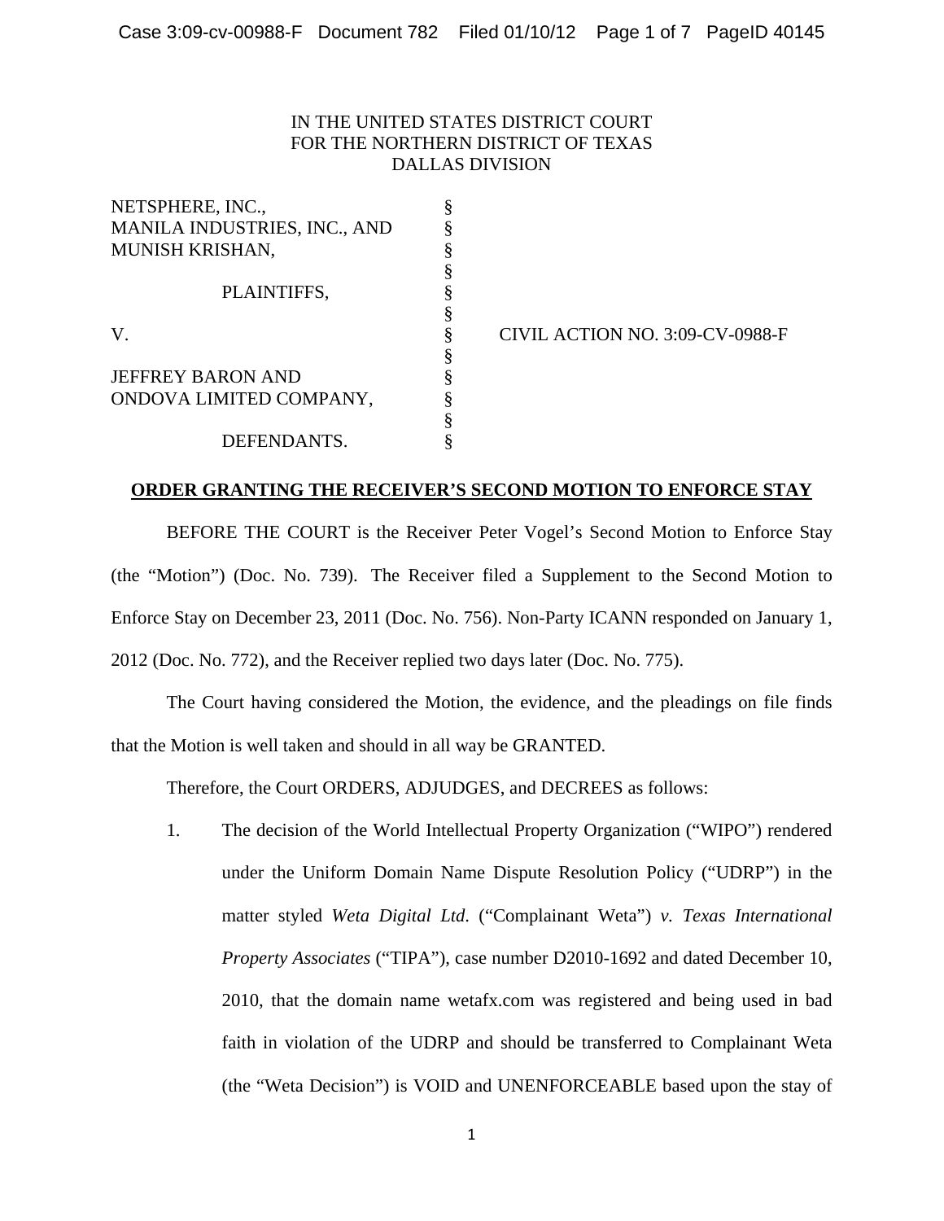IN THE UNITED STATES DISTRICT COURT
FOR THE NORTHERN DISTRICT OF TEXAS
DALLAS DIVISION

| | | |
|---|---|---|
| NETSPHERE, INC., MANILA INDUSTRIES, INC., AND MUNISH KRISHAN, | § | |
| PLAINTIFFS, | § | |
| V. | § | CIVIL ACTION NO. 3:09-CV-0988-F |
| JEFFREY BARON AND ONDOVA LIMITED COMPANY, | § | |
| DEFENDANTS. | § | |

**ORDER GRANTING THE RECEIVER'S SECOND MOTION TO ENFORCE STAY**

BEFORE THE COURT is the Receiver Peter Vogel's Second Motion to Enforce Stay (the "Motion") (Doc. No. 739). The Receiver filed a Supplement to the Second Motion to Enforce Stay on December 23, 2011 (Doc. No. 756). Non-Party ICANN responded on January 1, 2012 (Doc. No. 772), and the Receiver replied two days later (Doc. No. 775).

The Court having considered the Motion, the evidence, and the pleadings on file finds that the Motion is well taken and should in all way be GRANTED.

Therefore, the Court ORDERS, ADJUDGES, and DECREES as follows:

1. The decision of the World Intellectual Property Organization ("WIPO") rendered under the Uniform Domain Name Dispute Resolution Policy ("UDRP") in the matter styled *Weta Digital Ltd.* ("Complainant Weta") *v. Texas International Property Associates* ("TIPA"), case number D2010-1692 and dated December 10, 2010, that the domain name wetafx.com was registered and being used in bad faith in violation of the UDRP and should be transferred to Complainant Weta (the "Weta Decision") is VOID and UNENFORCEABLE based upon the stay of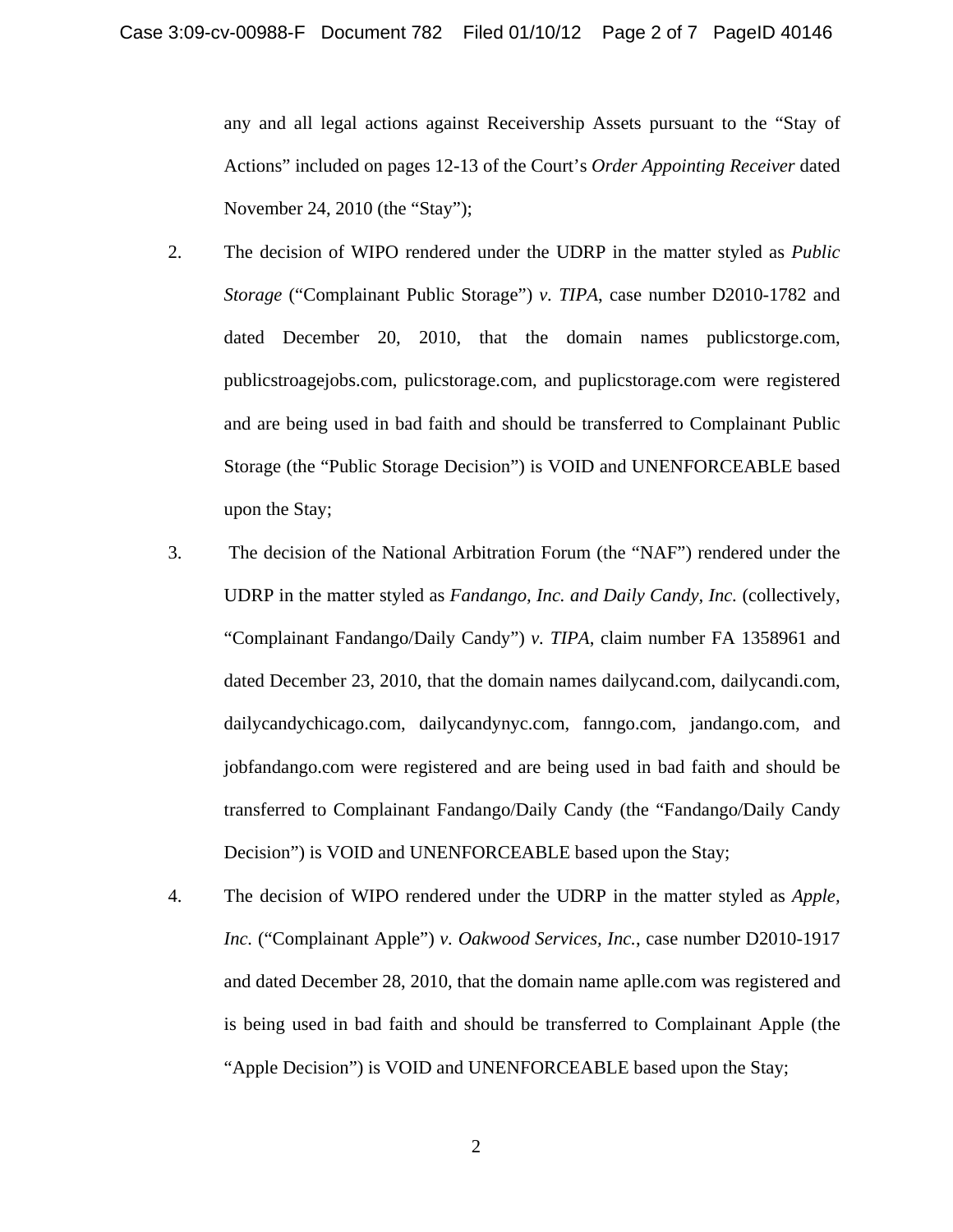any and all legal actions against Receivership Assets pursuant to the "Stay of Actions" included on pages 12-13 of the Court's *Order Appointing Receiver* dated November 24, 2010 (the "Stay");

2. The decision of WIPO rendered under the UDRP in the matter styled as *Public Storage* ("Complainant Public Storage") *v. TIPA*, case number D2010-1782 and dated December 20, 2010, that the domain names publicstorge.com, publicstroagejobs.com, pulicstorage.com, and puplicstorage.com were registered and are being used in bad faith and should be transferred to Complainant Public Storage (the "Public Storage Decision") is VOID and UNENFORCEABLE based upon the Stay;

3. The decision of the National Arbitration Forum (the "NAF") rendered under the UDRP in the matter styled as *Fandango, Inc. and Daily Candy, Inc.* (collectively, "Complainant Fandango/Daily Candy") *v. TIPA*, claim number FA 1358961 and dated December 23, 2010, that the domain names dailycand.com, dailycandi.com, dailycandychicago.com, dailycandynyc.com, fanngo.com, jandango.com, and jobfandango.com were registered and are being used in bad faith and should be transferred to Complainant Fandango/Daily Candy (the "Fandango/Daily Candy Decision") is VOID and UNENFORCEABLE based upon the Stay;

4. The decision of WIPO rendered under the UDRP in the matter styled as *Apple, Inc.* ("Complainant Apple") *v. Oakwood Services, Inc.*, case number D2010-1917 and dated December 28, 2010, that the domain name aplle.com was registered and is being used in bad faith and should be transferred to Complainant Apple (the "Apple Decision") is VOID and UNENFORCEABLE based upon the Stay;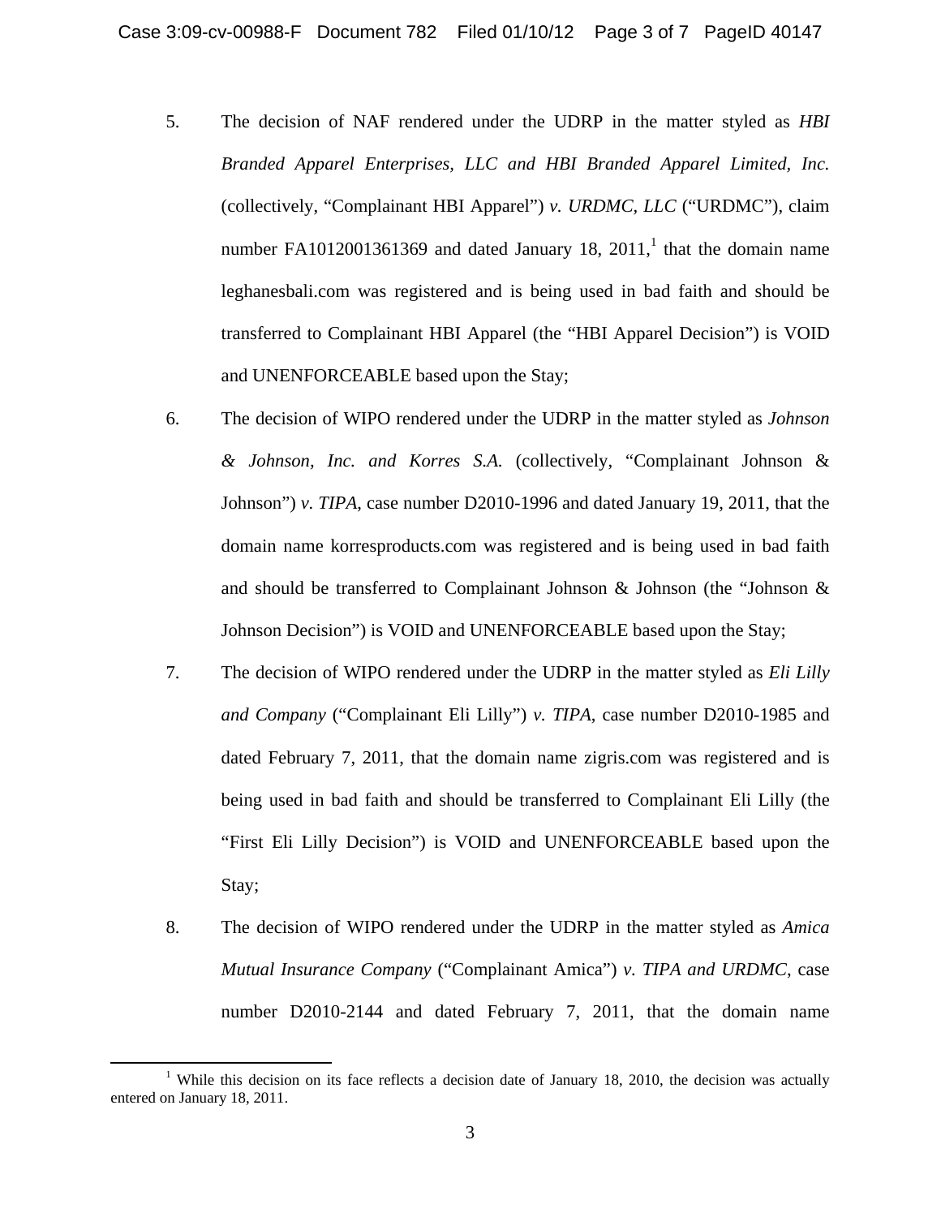5. The decision of NAF rendered under the UDRP in the matter styled as *HBI Branded Apparel Enterprises, LLC and HBI Branded Apparel Limited, Inc.* (collectively, "Complainant HBI Apparel") *v. URDMC, LLC* ("URDMC"), claim number FA1012001361369 and dated January 18, 2011,[1] that the domain name leghanesbali.com was registered and is being used in bad faith and should be transferred to Complainant HBI Apparel (the "HBI Apparel Decision") is VOID and UNENFORCEABLE based upon the Stay;

6. The decision of WIPO rendered under the UDRP in the matter styled as *Johnson & Johnson, Inc. and Korres S.A.* (collectively, "Complainant Johnson & Johnson") *v. TIPA*, case number D2010-1996 and dated January 19, 2011, that the domain name korresproducts.com was registered and is being used in bad faith and should be transferred to Complainant Johnson & Johnson (the "Johnson & Johnson Decision") is VOID and UNENFORCEABLE based upon the Stay;

7. The decision of WIPO rendered under the UDRP in the matter styled as *Eli Lilly and Company* ("Complainant Eli Lilly") *v. TIPA*, case number D2010-1985 and dated February 7, 2011, that the domain name zigris.com was registered and is being used in bad faith and should be transferred to Complainant Eli Lilly (the "First Eli Lilly Decision") is VOID and UNENFORCEABLE based upon the Stay;

8. The decision of WIPO rendered under the UDRP in the matter styled as *Amica Mutual Insurance Company* ("Complainant Amica") *v. TIPA and URDMC*, case number D2010-2144 and dated February 7, 2011, that the domain name

---

[1] While this decision on its face reflects a decision date of January 18, 2010, the decision was actually entered on January 18, 2011.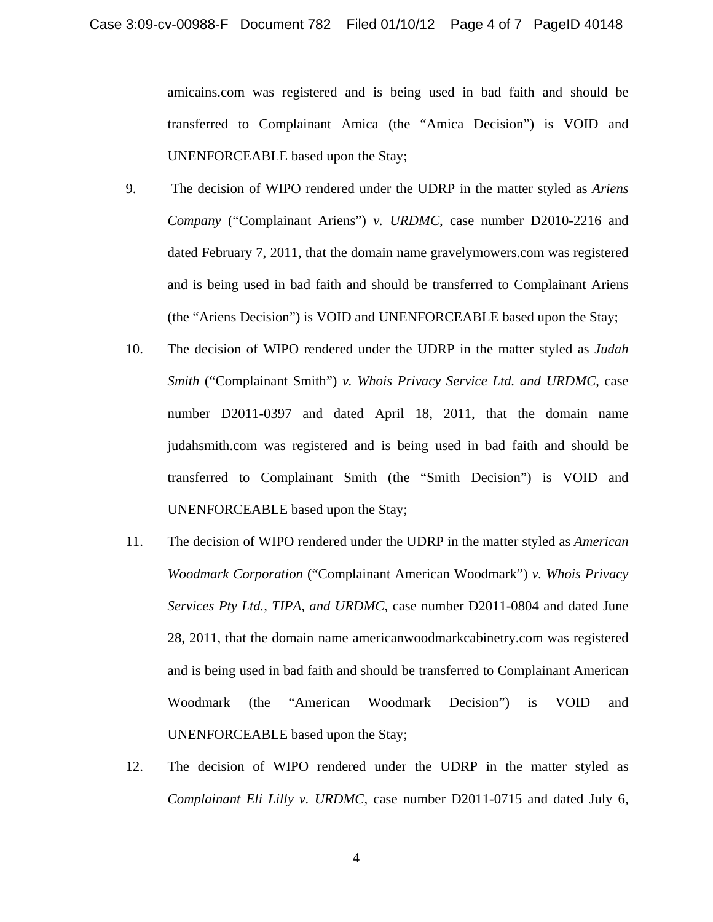amicains.com was registered and is being used in bad faith and should be transferred to Complainant Amica (the "Amica Decision") is VOID and UNENFORCEABLE based upon the Stay;

9. The decision of WIPO rendered under the UDRP in the matter styled as *Ariens Company* ("Complainant Ariens") *v. URDMC*, case number D2010-2216 and dated February 7, 2011, that the domain name gravelymowers.com was registered and is being used in bad faith and should be transferred to Complainant Ariens (the "Ariens Decision") is VOID and UNENFORCEABLE based upon the Stay;

10. The decision of WIPO rendered under the UDRP in the matter styled as *Judah Smith* ("Complainant Smith") *v. Whois Privacy Service Ltd. and URDMC*, case number D2011-0397 and dated April 18, 2011, that the domain name judahsmith.com was registered and is being used in bad faith and should be transferred to Complainant Smith (the "Smith Decision") is VOID and UNENFORCEABLE based upon the Stay;

11. The decision of WIPO rendered under the UDRP in the matter styled as *American Woodmark Corporation* ("Complainant American Woodmark") *v. Whois Privacy Services Pty Ltd., TIPA, and URDMC*, case number D2011-0804 and dated June 28, 2011, that the domain name americanwoodmarkcabinetry.com was registered and is being used in bad faith and should be transferred to Complainant American Woodmark (the "American Woodmark Decision") is VOID and UNENFORCEABLE based upon the Stay;

12. The decision of WIPO rendered under the UDRP in the matter styled as *Complainant Eli Lilly v. URDMC*, case number D2011-0715 and dated July 6,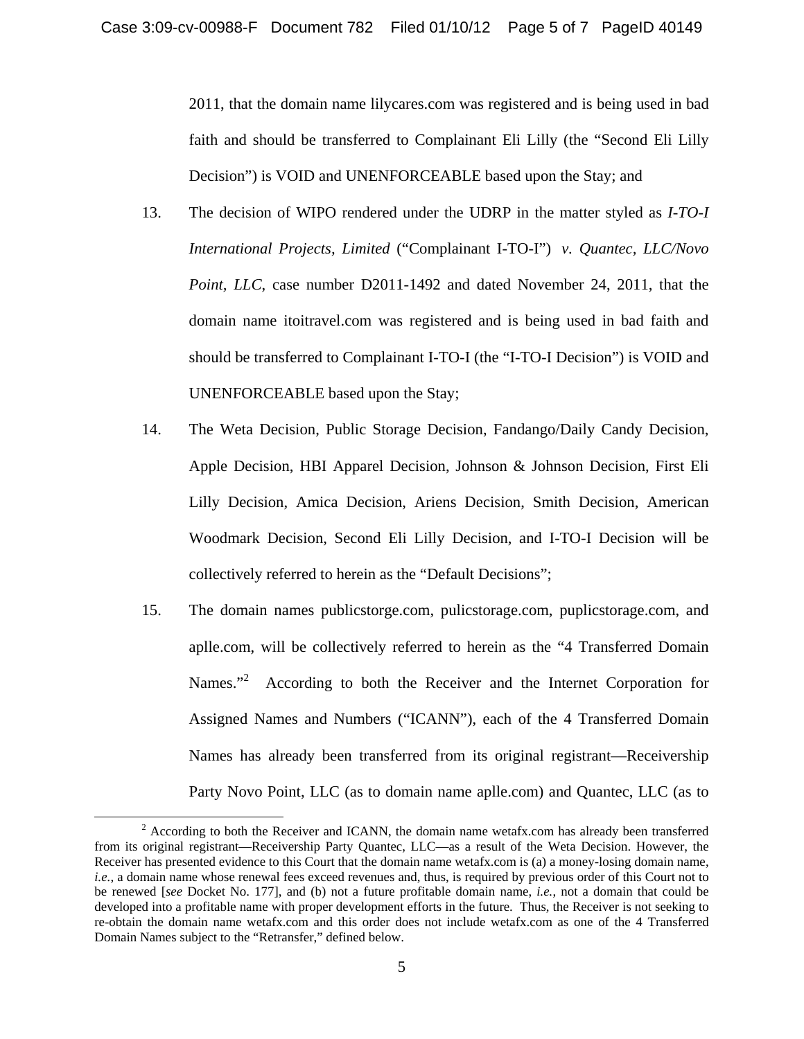2011, that the domain name lilycares.com was registered and is being used in bad faith and should be transferred to Complainant Eli Lilly (the "Second Eli Lilly Decision") is VOID and UNENFORCEABLE based upon the Stay; and

13. The decision of WIPO rendered under the UDRP in the matter styled as *I-TO-I International Projects, Limited* ("Complainant I-TO-I") *v. Quantec, LLC/Novo Point, LLC*, case number D2011-1492 and dated November 24, 2011, that the domain name itoitravel.com was registered and is being used in bad faith and should be transferred to Complainant I-TO-I (the "I-TO-I Decision") is VOID and UNENFORCEABLE based upon the Stay;

14. The Weta Decision, Public Storage Decision, Fandango/Daily Candy Decision, Apple Decision, HBI Apparel Decision, Johnson & Johnson Decision, First Eli Lilly Decision, Amica Decision, Ariens Decision, Smith Decision, American Woodmark Decision, Second Eli Lilly Decision, and I-TO-I Decision will be collectively referred to herein as the "Default Decisions";

15. The domain names publicstorge.com, pulicstorage.com, puplicstorage.com, and aplle.com, will be collectively referred to herein as the "4 Transferred Domain Names."[2] According to both the Receiver and the Internet Corporation for Assigned Names and Numbers ("ICANN"), each of the 4 Transferred Domain Names has already been transferred from its original registrant—Receivership Party Novo Point, LLC (as to domain name aplle.com) and Quantec, LLC (as to

[2] According to both the Receiver and ICANN, the domain name wetafx.com has already been transferred from its original registrant—Receivership Party Quantec, LLC—as a result of the Weta Decision. However, the Receiver has presented evidence to this Court that the domain name wetafx.com is (a) a money-losing domain name, *i.e.*, a domain name whose renewal fees exceed revenues and, thus, is required by previous order of this Court not to be renewed [*see* Docket No. 177], and (b) not a future profitable domain name, *i.e.*, not a domain that could be developed into a profitable name with proper development efforts in the future. Thus, the Receiver is not seeking to re-obtain the domain name wetafx.com and this order does not include wetafx.com as one of the 4 Transferred Domain Names subject to the "Retransfer," defined below.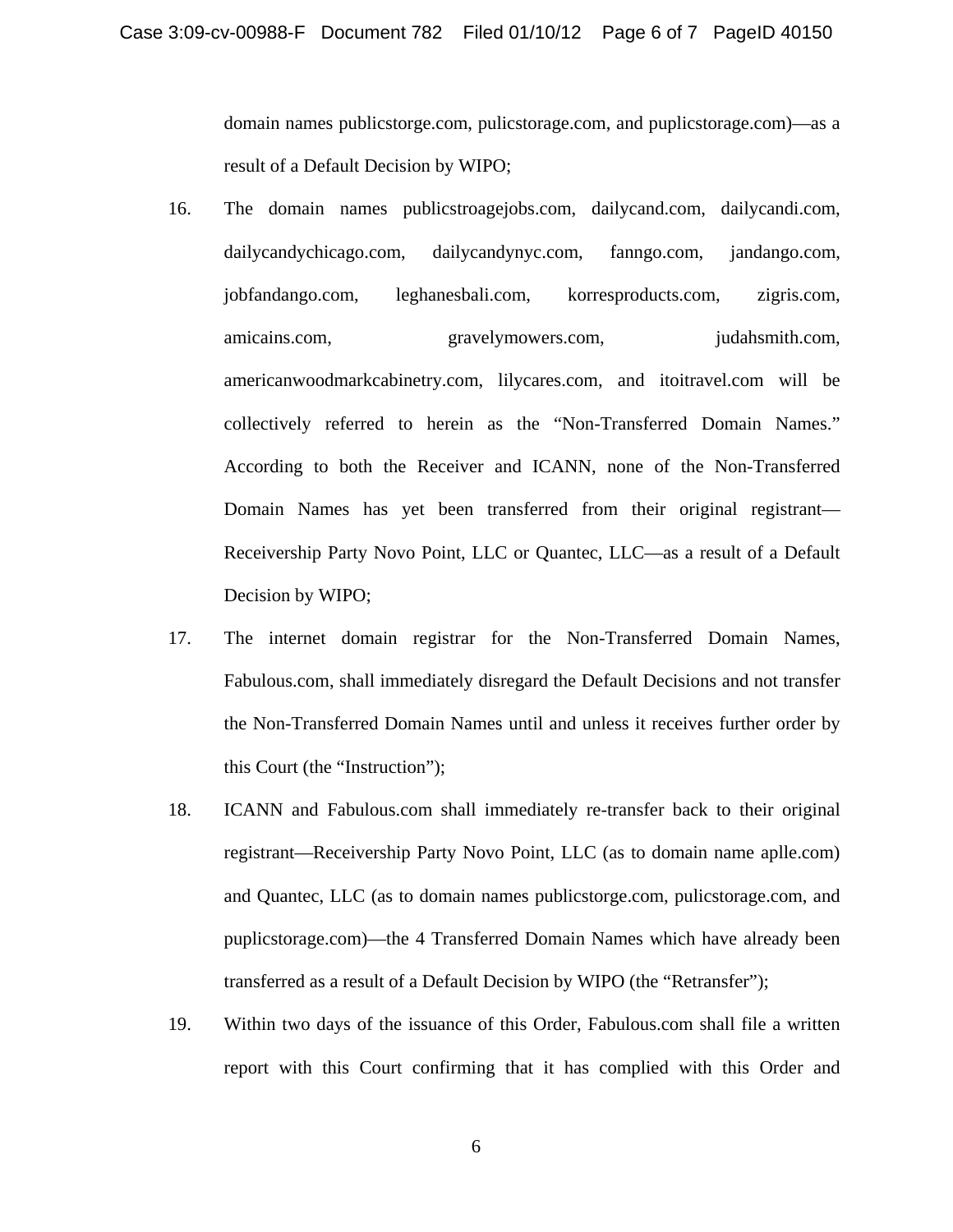domain names publicstorge.com, pulicstorage.com, and puplicstorage.com)—as a result of a Default Decision by WIPO;

16. The domain names publicstroagejobs.com, dailycand.com, dailycandi.com, dailycandychicago.com, dailycandynyc.com, fanngo.com, jandango.com, jobfandango.com, leghanesbali.com, korresproducts.com, zigris.com, amicains.com, gravelymowers.com, judahsmith.com, americanwoodmarkcabinetry.com, lilycares.com, and itoitravel.com will be collectively referred to herein as the "Non-Transferred Domain Names." According to both the Receiver and ICANN, none of the Non-Transferred Domain Names has yet been transferred from their original registrant—Receivership Party Novo Point, LLC or Quantec, LLC—as a result of a Default Decision by WIPO;

17. The internet domain registrar for the Non-Transferred Domain Names, Fabulous.com, shall immediately disregard the Default Decisions and not transfer the Non-Transferred Domain Names until and unless it receives further order by this Court (the "Instruction");

18. ICANN and Fabulous.com shall immediately re-transfer back to their original registrant—Receivership Party Novo Point, LLC (as to domain name aplle.com) and Quantec, LLC (as to domain names publicstorge.com, pulicstorage.com, and puplicstorage.com)—the 4 Transferred Domain Names which have already been transferred as a result of a Default Decision by WIPO (the "Retransfer");

19. Within two days of the issuance of this Order, Fabulous.com shall file a written report with this Court confirming that it has complied with this Order and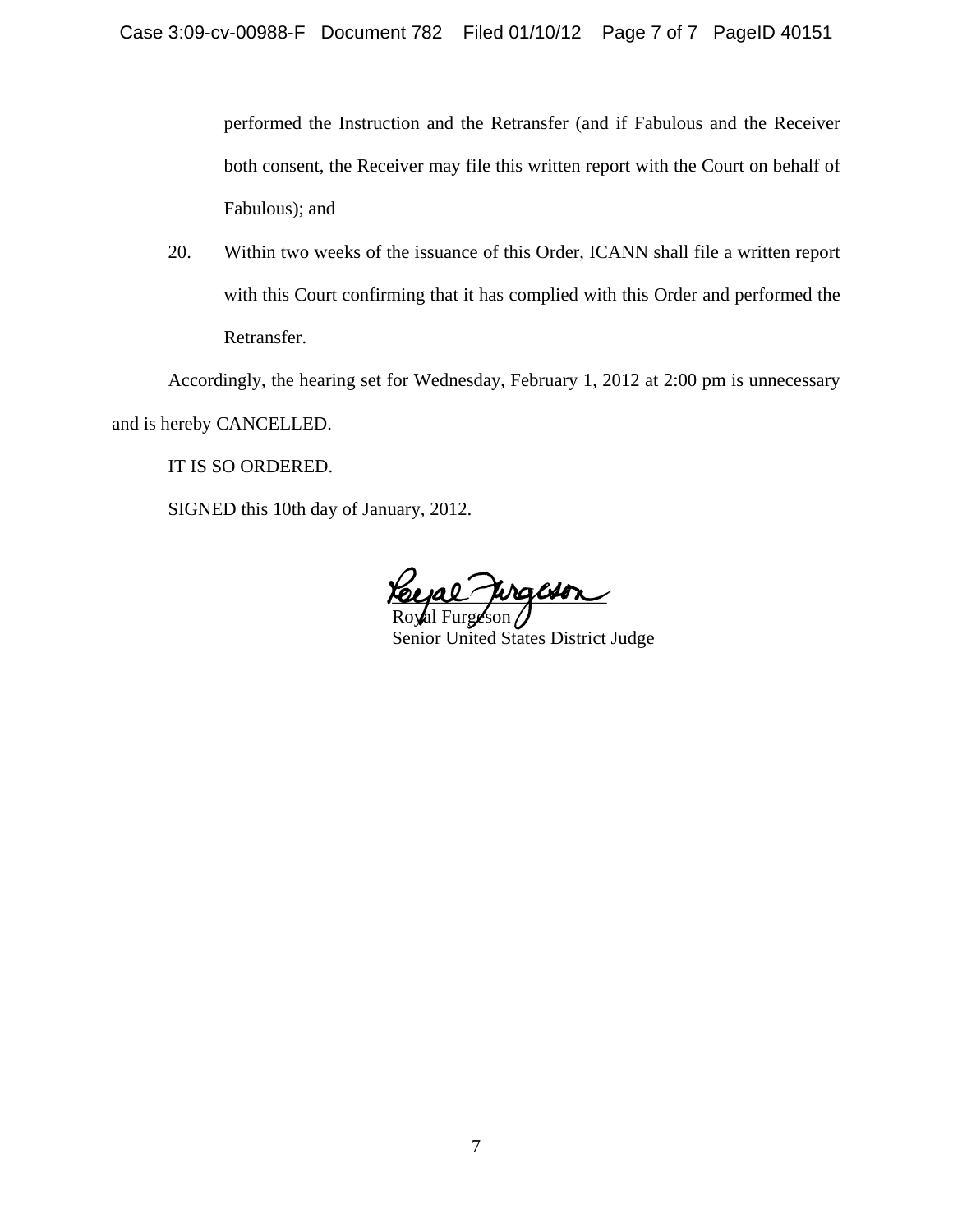performed the Instruction and the Retransfer (and if Fabulous and the Receiver both consent, the Receiver may file this written report with the Court on behalf of Fabulous); and

20. Within two weeks of the issuance of this Order, ICANN shall file a written report with this Court confirming that it has complied with this Order and performed the Retransfer.

Accordingly, the hearing set for Wednesday, February 1, 2012 at 2:00 pm is unnecessary and is hereby CANCELLED.

IT IS SO ORDERED.

SIGNED this 10th day of January, 2012.

Royal Furgeson
Senior United States District Judge